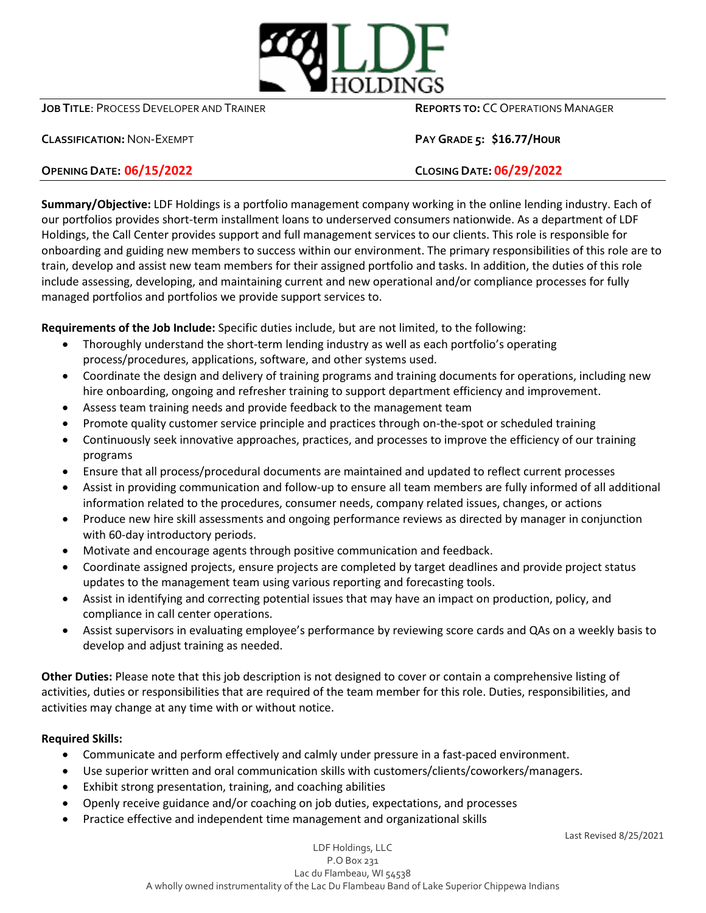LDF HOLDINGS

**JOB TITLE**: PROCESS DEVELOPER AND TRAINER

**REPORTS TO:** CC OPERATIONS MANAGER

**CLASSIFICATION:** NON-EXEMPT

**PAY GRADE 5: $16.77/HOUR**

**OPENING DATE: 06/15/2022**

**CLOSING DATE: 06/29/2022**

**Summary/Objective:** LDF Holdings is a portfolio management company working in the online lending industry. Each of our portfolios provides short-term installment loans to underserved consumers nationwide. As a department of LDF Holdings, the Call Center provides support and full management services to our clients. This role is responsible for onboarding and guiding new members to success within our environment. The primary responsibilities of this role are to train, develop and assist new team members for their assigned portfolio and tasks. In addition, the duties of this role include assessing, developing, and maintaining current and new operational and/or compliance processes for fully managed portfolios and portfolios we provide support services to.

**Requirements of the Job Include:** Specific duties include, but are not limited, to the following:

- Thoroughly understand the short-term lending industry as well as each portfolio's operating process/procedures, applications, software, and other systems used.
- Coordinate the design and delivery of training programs and training documents for operations, including new hire onboarding, ongoing and refresher training to support department efficiency and improvement.
- Assess team training needs and provide feedback to the management team
- Promote quality customer service principle and practices through on-the-spot or scheduled training
- Continuously seek innovative approaches, practices, and processes to improve the efficiency of our training programs
- Ensure that all process/procedural documents are maintained and updated to reflect current processes
- Assist in providing communication and follow-up to ensure all team members are fully informed of all additional information related to the procedures, consumer needs, company related issues, changes, or actions
- Produce new hire skill assessments and ongoing performance reviews as directed by manager in conjunction with 60-day introductory periods.
- Motivate and encourage agents through positive communication and feedback.
- Coordinate assigned projects, ensure projects are completed by target deadlines and provide project status updates to the management team using various reporting and forecasting tools.
- Assist in identifying and correcting potential issues that may have an impact on production, policy, and compliance in call center operations.
- Assist supervisors in evaluating employee's performance by reviewing score cards and QAs on a weekly basis to develop and adjust training as needed.

**Other Duties:** Please note that this job description is not designed to cover or contain a comprehensive listing of activities, duties or responsibilities that are required of the team member for this role. Duties, responsibilities, and activities may change at any time with or without notice.

**Required Skills:**

- Communicate and perform effectively and calmly under pressure in a fast-paced environment.
- Use superior written and oral communication skills with customers/clients/coworkers/managers.
- Exhibit strong presentation, training, and coaching abilities
- Openly receive guidance and/or coaching on job duties, expectations, and processes
- Practice effective and independent time management and organizational skills

Last Revised 8/25/2021

LDF Holdings, LLC
P.O Box 231
Lac du Flambeau, WI 54538
A wholly owned instrumentality of the Lac Du Flambeau Band of Lake Superior Chippewa Indians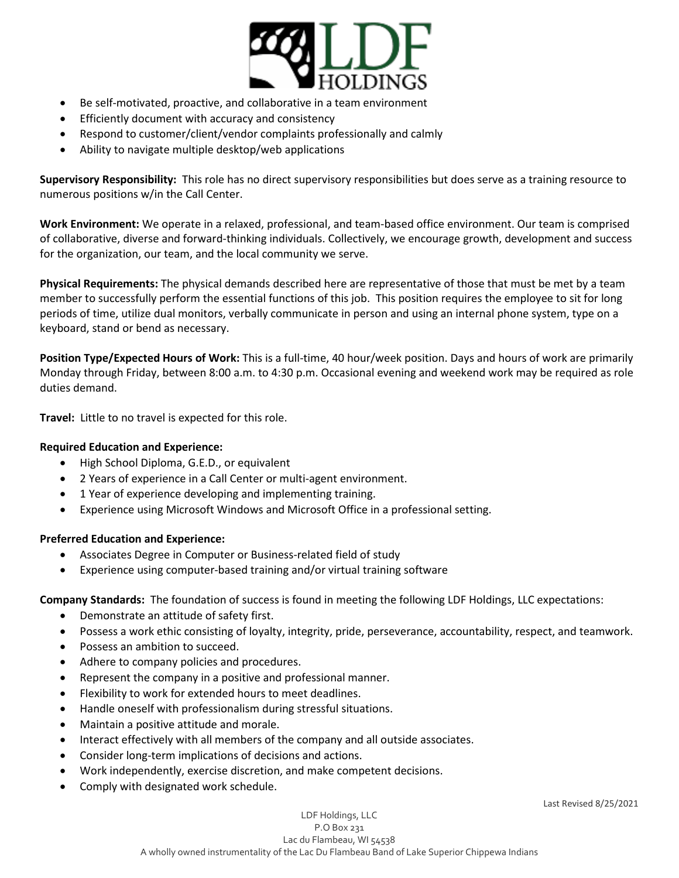- Be self-motivated, proactive, and collaborative in a team environment
- Efficiently document with accuracy and consistency
- Respond to customer/client/vendor complaints professionally and calmly
- Ability to navigate multiple desktop/web applications

**Supervisory Responsibility:** This role has no direct supervisory responsibilities but does serve as a training resource to numerous positions w/in the Call Center.

**Work Environment:** We operate in a relaxed, professional, and team-based office environment. Our team is comprised of collaborative, diverse and forward-thinking individuals. Collectively, we encourage growth, development and success for the organization, our team, and the local community we serve.

**Physical Requirements:** The physical demands described here are representative of those that must be met by a team member to successfully perform the essential functions of this job. This position requires the employee to sit for long periods of time, utilize dual monitors, verbally communicate in person and using an internal phone system, type on a keyboard, stand or bend as necessary.

**Position Type/Expected Hours of Work:** This is a full-time, 40 hour/week position. Days and hours of work are primarily Monday through Friday, between 8:00 a.m. to 4:30 p.m. Occasional evening and weekend work may be required as role duties demand.

**Travel:** Little to no travel is expected for this role.

**Required Education and Experience:**

- High School Diploma, G.E.D., or equivalent
- 2 Years of experience in a Call Center or multi-agent environment.
- 1 Year of experience developing and implementing training.
- Experience using Microsoft Windows and Microsoft Office in a professional setting.

**Preferred Education and Experience:**

- Associates Degree in Computer or Business-related field of study
- Experience using computer-based training and/or virtual training software

**Company Standards:** The foundation of success is found in meeting the following LDF Holdings, LLC expectations:

- Demonstrate an attitude of safety first.
- Possess a work ethic consisting of loyalty, integrity, pride, perseverance, accountability, respect, and teamwork.
- Possess an ambition to succeed.
- Adhere to company policies and procedures.
- Represent the company in a positive and professional manner.
- Flexibility to work for extended hours to meet deadlines.
- Handle oneself with professionalism during stressful situations.
- Maintain a positive attitude and morale.
- Interact effectively with all members of the company and all outside associates.
- Consider long-term implications of decisions and actions.
- Work independently, exercise discretion, and make competent decisions.
- Comply with designated work schedule.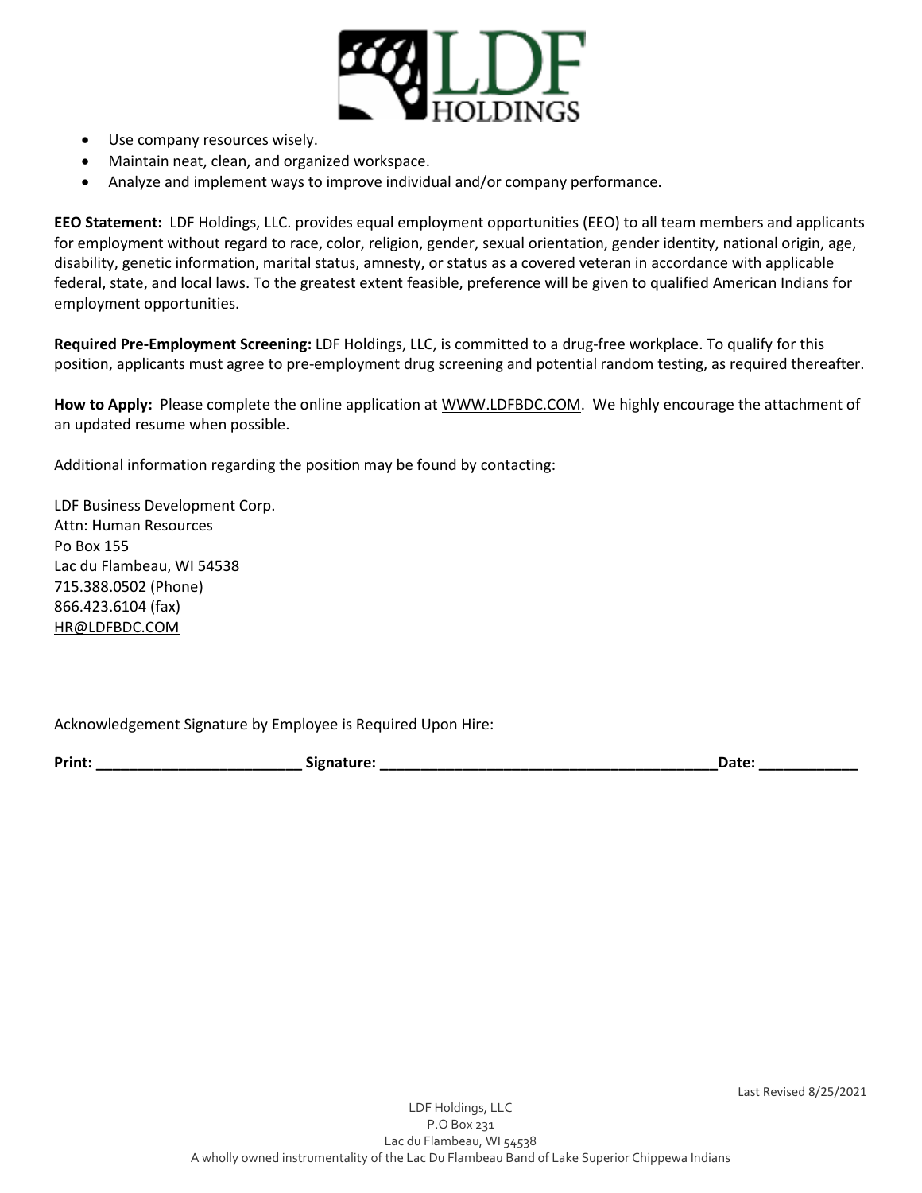- Use company resources wisely.
- Maintain neat, clean, and organized workspace.
- Analyze and implement ways to improve individual and/or company performance.

**EEO Statement:** LDF Holdings, LLC. provides equal employment opportunities (EEO) to all team members and applicants for employment without regard to race, color, religion, gender, sexual orientation, gender identity, national origin, age, disability, genetic information, marital status, amnesty, or status as a covered veteran in accordance with applicable federal, state, and local laws. To the greatest extent feasible, preference will be given to qualified American Indians for employment opportunities.

**Required Pre-Employment Screening:** LDF Holdings, LLC, is committed to a drug-free workplace. To qualify for this position, applicants must agree to pre-employment drug screening and potential random testing, as required thereafter.

**How to Apply:** Please complete the online application at WWW.LDFBDC.COM. We highly encourage the attachment of an updated resume when possible.

Additional information regarding the position may be found by contacting:

LDF Business Development Corp.
Attn: Human Resources
Po Box 155
Lac du Flambeau, WI 54538
715.388.0502 (Phone)
866.423.6104 (fax)
HR@LDFBDC.COM

Acknowledgement Signature by Employee is Required Upon Hire:

**Print: ________________________ Signature: ________________________________________Date: ___________**

Last Revised 8/25/2021

LDF Holdings, LLC
P.O Box 231
Lac du Flambeau, WI 54538
A wholly owned instrumentality of the Lac Du Flambeau Band of Lake Superior Chippewa Indians